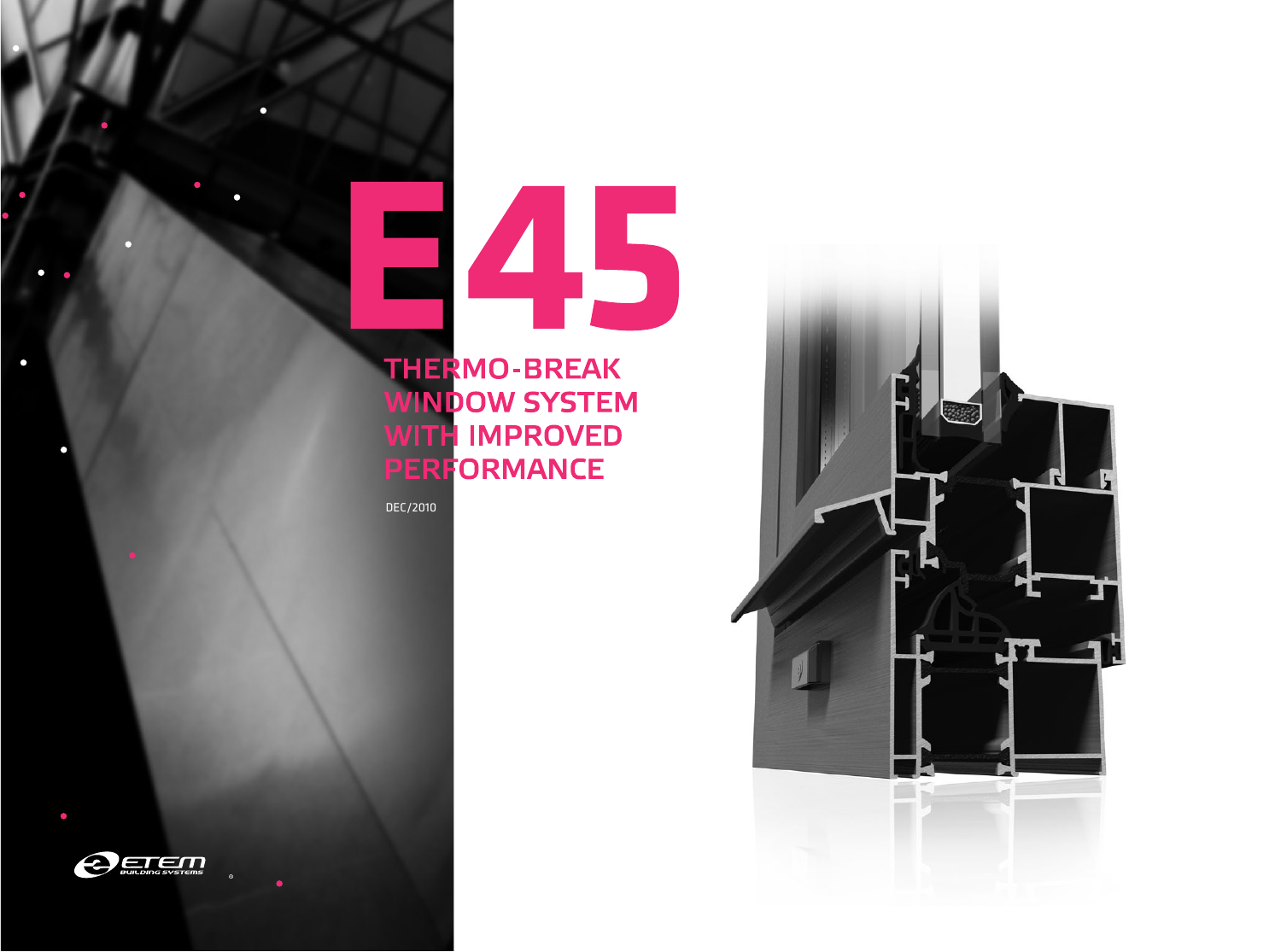# E45

## THERMO-BREAK WINDOW SYSTEM WITH IMPROVED PERFORMANCE

DEC/2010

ETEM BUILDING SYSTEMS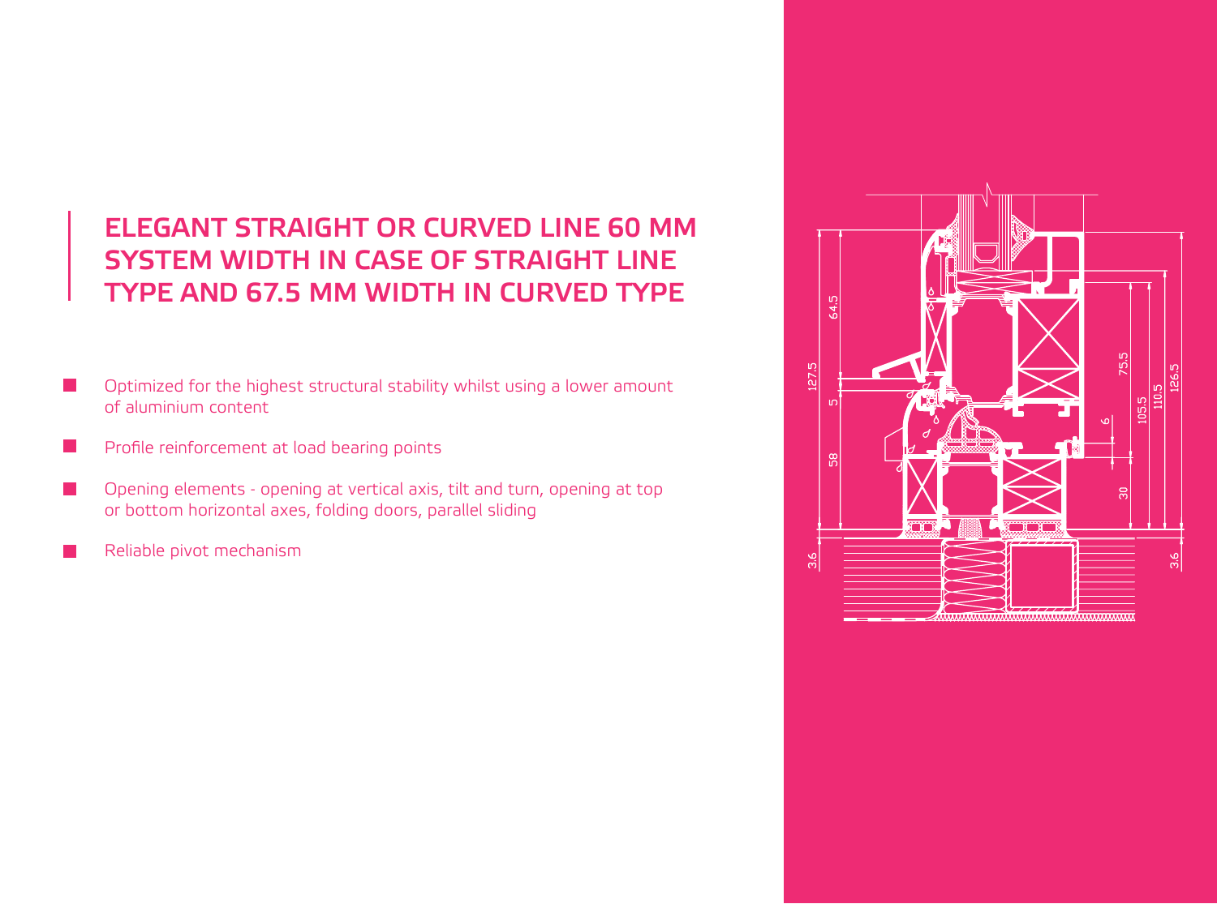## ELEGANT STRAIGHT OR CURVED LINE 60 MM SYSTEM WIDTH IN CASE OF STRAIGHT LINE TYPE AND 67.5 MM WIDTH IN CURVED TYPE

- Optimized for the highest structural stability whilst using a lower amount of aluminium content
- Profile reinforcement at load bearing points
- Opening elements - opening at vertical axis, tilt and turn, opening at top or bottom horizontal axes, folding doors, parallel sliding
- Reliable pivot mechanism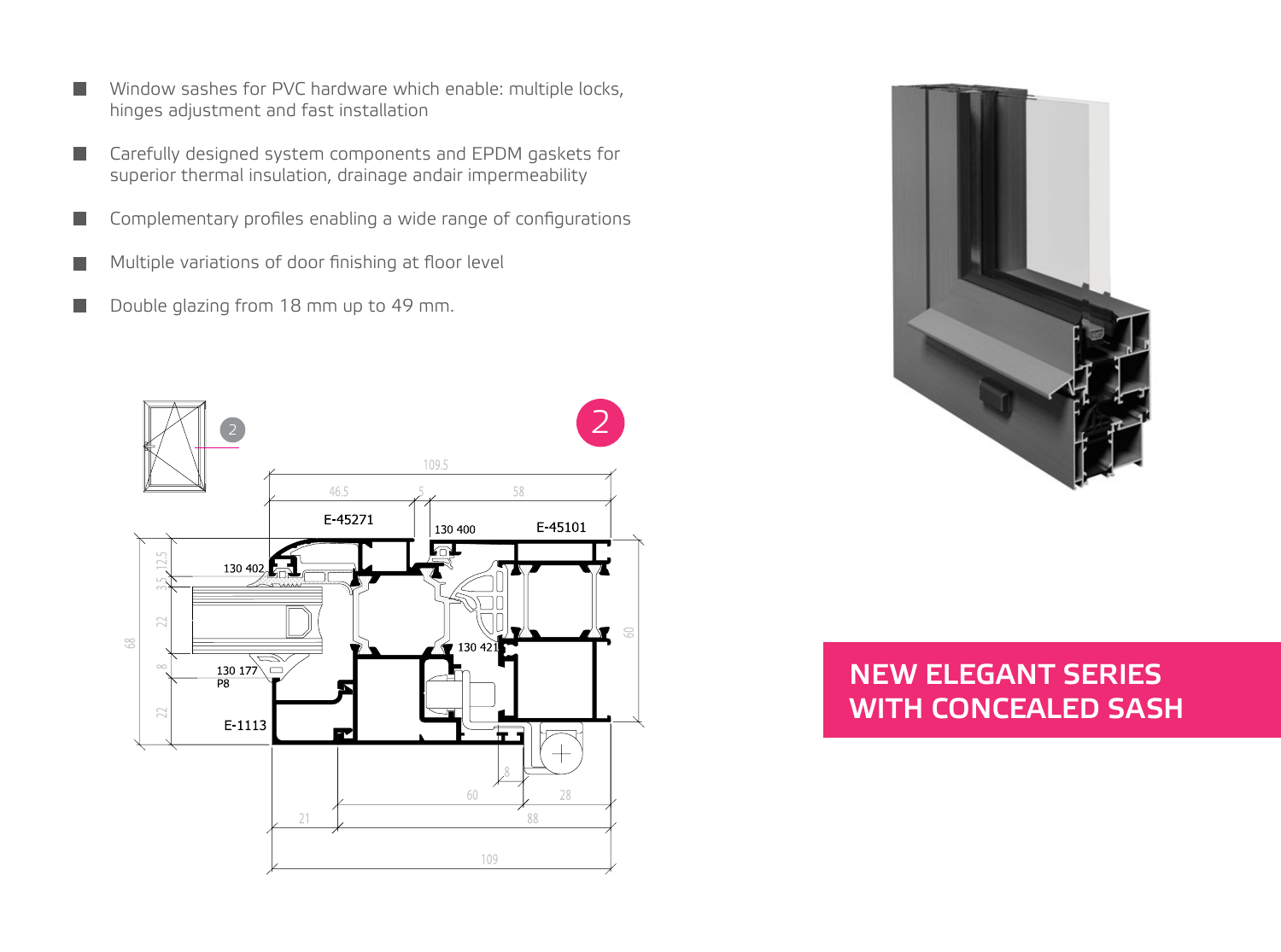- Window sashes for PVC hardware which enable: multiple locks, hinges adjustment and fast installation
- Carefully designed system components and EPDM gaskets for superior thermal insulation, drainage andair impermeability
- Complementary profiles enabling a wide range of configurations
- Multiple variations of door finishing at floor level
- Double glazing from 18 mm up to 49 mm.

## NEW ELEGANT SERIES WITH CONCEALED SASH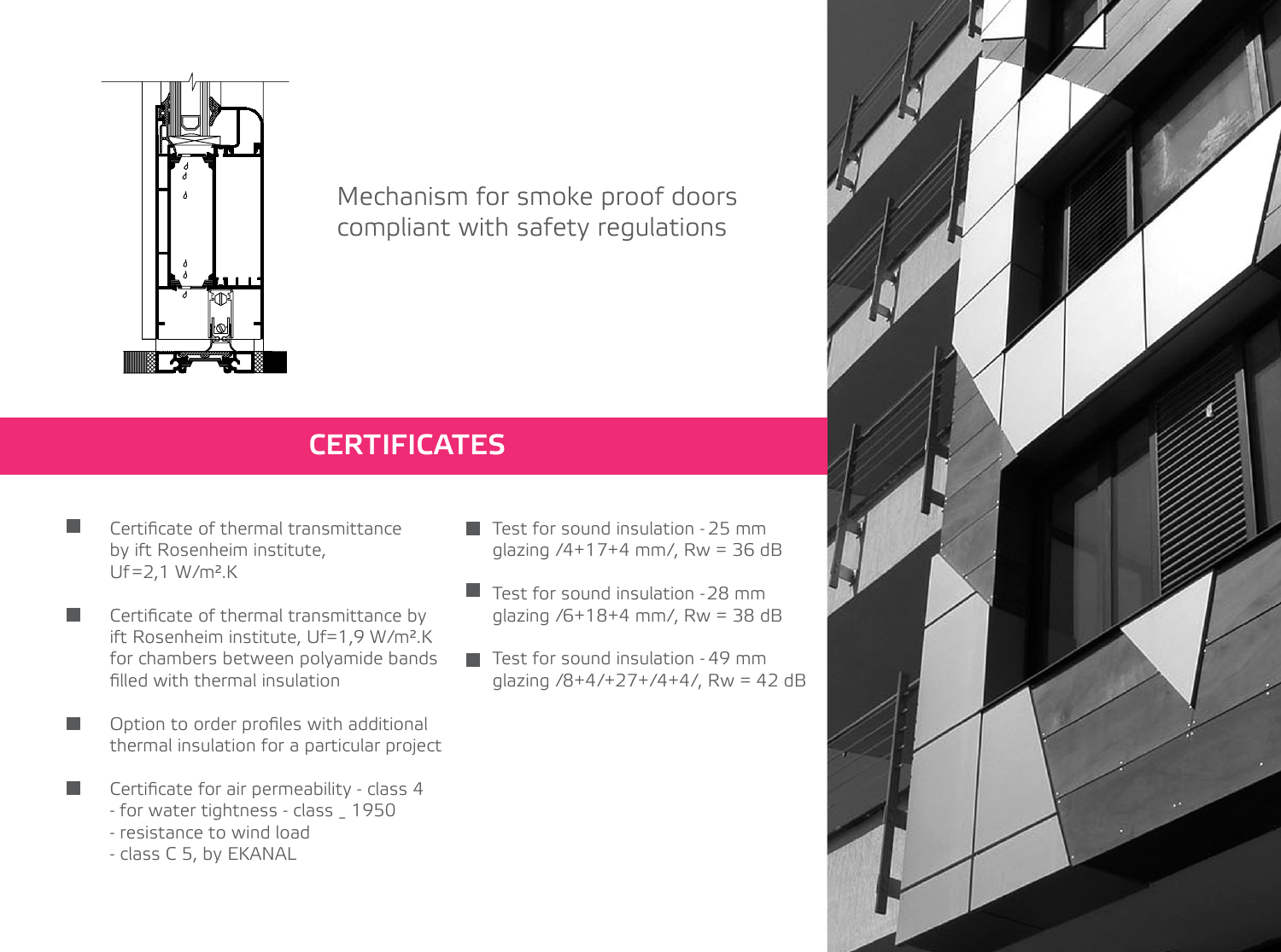Mechanism for smoke proof doors compliant with safety regulations

## CERTIFICATES

- Certificate of thermal transmittance by ift Rosenheim institute, Uf=2,1 W/m².K
- Certificate of thermal transmittance by ift Rosenheim institute, Uf=1,9 W/m².K for chambers between polyamide bands filled with thermal insulation
- Option to order profiles with additional thermal insulation for a particular project
- Certificate for air permeability - class 4
  - for water tightness - class _ 1950
  - resistance to wind load
  - class C 5, by EKANAL
- Test for sound insulation - 25 mm glazing /4+17+4 mm/, Rw = 36 dB
- Test for sound insulation - 28 mm glazing /6+18+4 mm/, Rw = 38 dB
- Test for sound insulation - 49 mm glazing /8+4/+27+/4+4/, Rw = 42 dB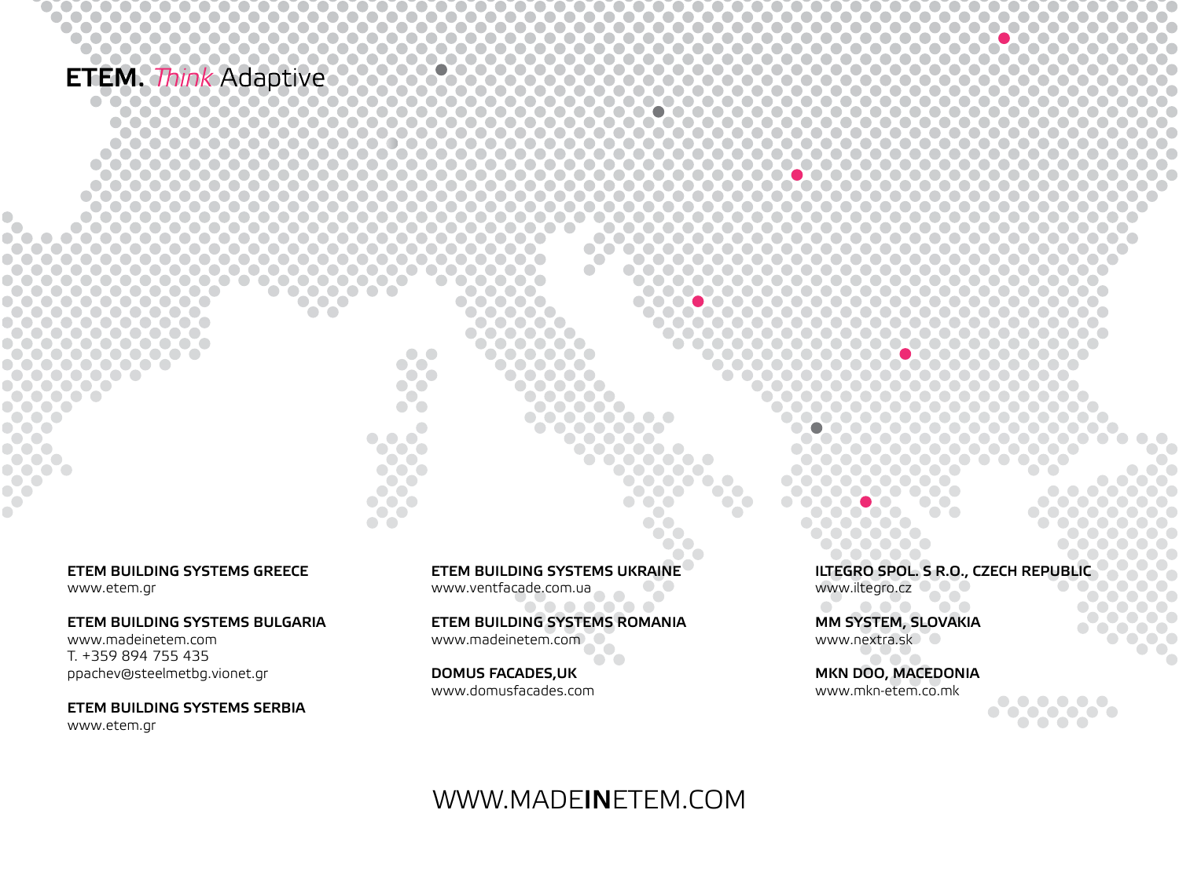**ETEM.** *Think* Adaptive

**ETEM BUILDING SYSTEMS GREECE**
www.etem.gr

**ETEM BUILDING SYSTEMS BULGARIA**
www.madeinetem.com
T. +359 894 755 435
ppachev@steelmetbg.vionet.gr

**ETEM BUILDING SYSTEMS SERBIA**
www.etem.gr

**ETEM BUILDING SYSTEMS UKRAINE**
www.ventfacade.com.ua

**ETEM BUILDING SYSTEMS ROMANIA**
www.madeinetem.com

**DOMUS FACADES,UK**
www.domusfacades.com

**ILTEGRO SPOL. S R.O., CZECH REPUBLIC**
www.iltegro.cz

**MM SYSTEM, SLOVAKIA**
www.nextra.sk

**MKN DOO, MACEDONIA**
www.mkn-etem.co.mk

WWW.MADE**IN**ETEM.COM